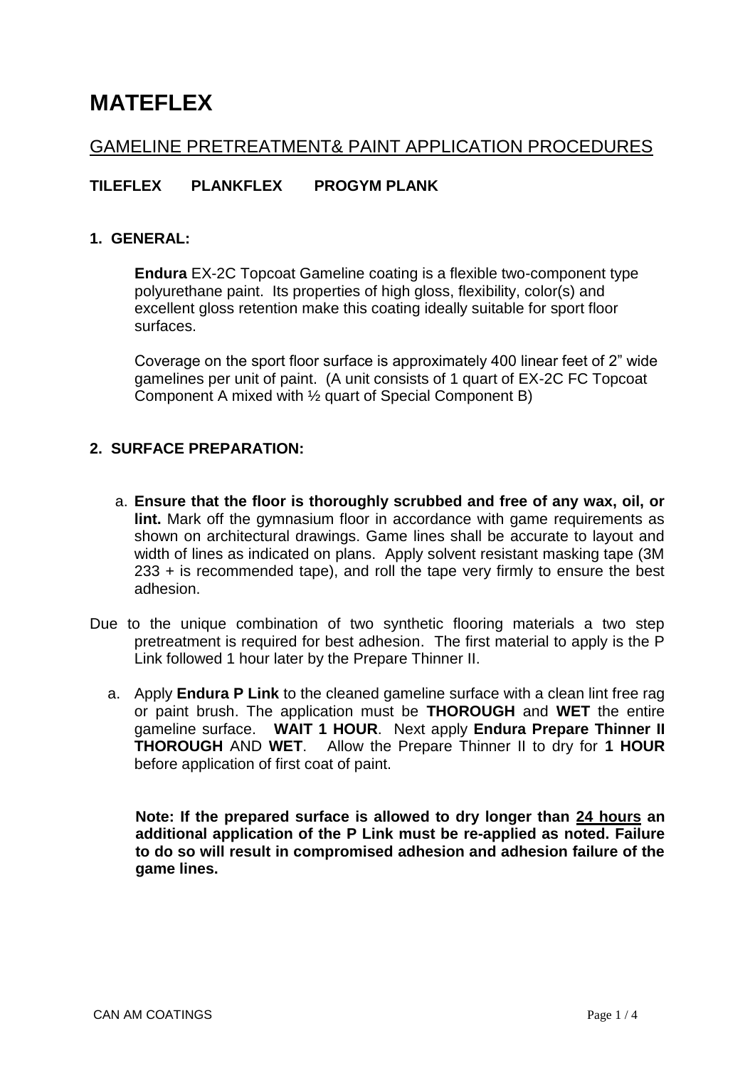# MATEFLEX

## GAMELINE PRETREATMENT& PAINT APPLICATION PROCEDURES

**TILEFLEX PLANKFLEX PROGYM PLANK**

### 1. GENERAL:

**Endura** EX-2C Topcoat Gameline coating is a flexible two-component type polyurethane paint. Its properties of high gloss, flexibility, color(s) and excellent gloss retention make this coating ideally suitable for sport floor surfaces.

Coverage on the sport floor surface is approximately 400 linear feet of 2" wide gamelines per unit of paint. (A unit consists of 1 quart of EX-2C FC Topcoat Component A mixed with ½ quart of Special Component B)

### 2. SURFACE PREPARATION:

a. **Ensure that the floor is thoroughly scrubbed and free of any wax, oil, or lint.** Mark off the gymnasium floor in accordance with game requirements as shown on architectural drawings. Game lines shall be accurate to layout and width of lines as indicated on plans. Apply solvent resistant masking tape (3M 233 + is recommended tape), and roll the tape very firmly to ensure the best adhesion.

Due to the unique combination of two synthetic flooring materials a two step pretreatment is required for best adhesion. The first material to apply is the P Link followed 1 hour later by the Prepare Thinner II.

a. Apply **Endura P Link** to the cleaned gameline surface with a clean lint free rag or paint brush. The application must be **THOROUGH** and **WET** the entire gameline surface. **WAIT 1 HOUR**. Next apply **Endura Prepare Thinner II THOROUGH** AND **WET**. Allow the Prepare Thinner II to dry for **1 HOUR** before application of first coat of paint.

**Note: If the prepared surface is allowed to dry longer than <u>24 hours</u> an additional application of the P Link must be re-applied as noted. Failure to do so will result in compromised adhesion and adhesion failure of the game lines.**

CAN AM COATINGS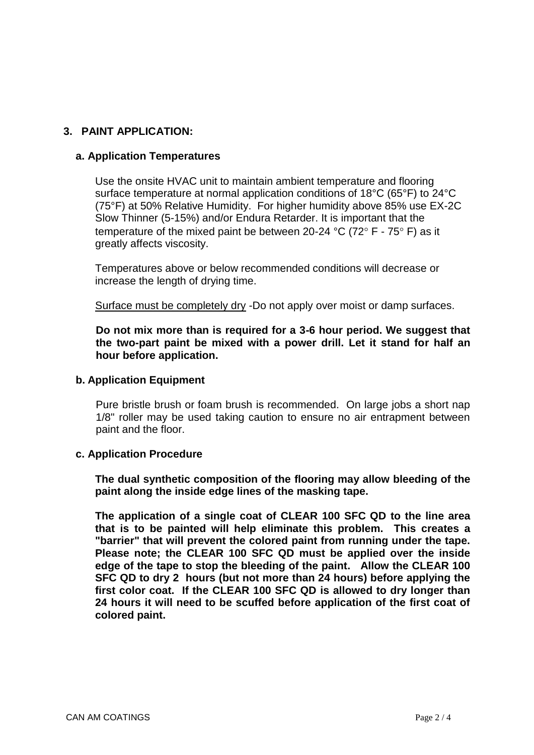## 3. PAINT APPLICATION:

### a. Application Temperatures

Use the onsite HVAC unit to maintain ambient temperature and flooring surface temperature at normal application conditions of 18°C (65°F) to 24°C (75°F) at 50% Relative Humidity. For higher humidity above 85% use EX-2C Slow Thinner (5-15%) and/or Endura Retarder. It is important that the temperature of the mixed paint be between 20-24 °C (72° F - 75° F) as it greatly affects viscosity.

Temperatures above or below recommended conditions will decrease or increase the length of drying time.

Surface must be completely dry -Do not apply over moist or damp surfaces.

**Do not mix more than is required for a 3-6 hour period. We suggest that the two-part paint be mixed with a power drill. Let it stand for half an hour before application.**

### b. Application Equipment

Pure bristle brush or foam brush is recommended. On large jobs a short nap 1/8" roller may be used taking caution to ensure no air entrapment between paint and the floor.

### c. Application Procedure

**The dual synthetic composition of the flooring may allow bleeding of the paint along the inside edge lines of the masking tape.**

**The application of a single coat of CLEAR 100 SFC QD to the line area that is to be painted will help eliminate this problem. This creates a "barrier" that will prevent the colored paint from running under the tape. Please note; the CLEAR 100 SFC QD must be applied over the inside edge of the tape to stop the bleeding of the paint. Allow the CLEAR 100 SFC QD to dry 2 hours (but not more than 24 hours) before applying the first color coat. If the CLEAR 100 SFC QD is allowed to dry longer than 24 hours it will need to be scuffed before application of the first coat of colored paint.**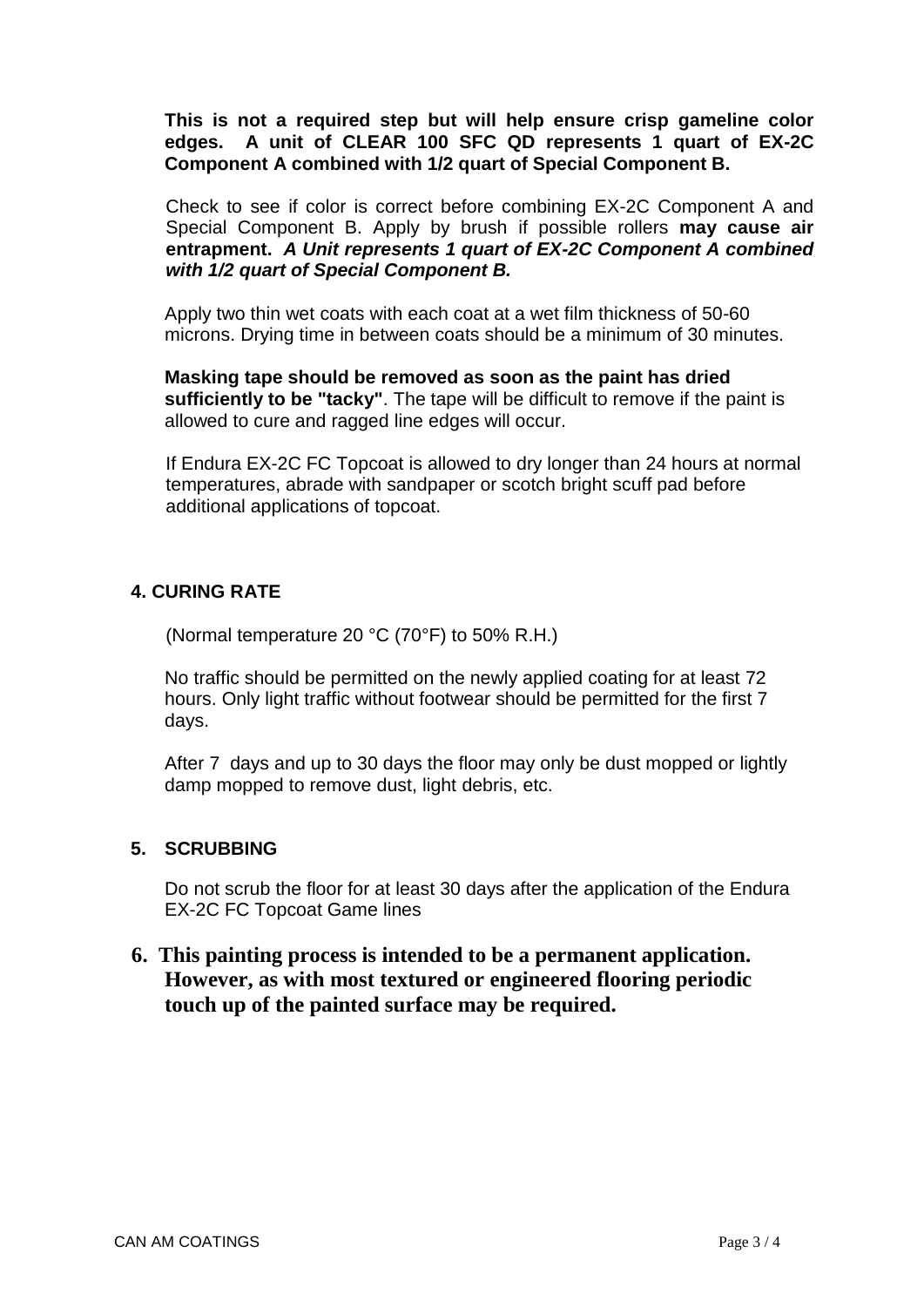**This is not a required step but will help ensure crisp gameline color edges. A unit of CLEAR 100 SFC QD represents 1 quart of EX-2C Component A combined with 1/2 quart of Special Component B.**

Check to see if color is correct before combining EX-2C Component A and Special Component B. Apply by brush if possible rollers **may cause air entrapment.** ***A Unit represents 1 quart of EX-2C Component A combined with 1/2 quart of Special Component B.***

Apply two thin wet coats with each coat at a wet film thickness of 50-60 microns. Drying time in between coats should be a minimum of 30 minutes.

**Masking tape should be removed as soon as the paint has dried sufficiently to be "tacky"**. The tape will be difficult to remove if the paint is allowed to cure and ragged line edges will occur.

If Endura EX-2C FC Topcoat is allowed to dry longer than 24 hours at normal temperatures, abrade with sandpaper or scotch bright scuff pad before additional applications of topcoat.

## 4. CURING RATE

(Normal temperature 20 °C (70°F) to 50% R.H.)

No traffic should be permitted on the newly applied coating for at least 72 hours. Only light traffic without footwear should be permitted for the first 7 days.

After 7 days and up to 30 days the floor may only be dust mopped or lightly damp mopped to remove dust, light debris, etc.

## 5. SCRUBBING

Do not scrub the floor for at least 30 days after the application of the Endura EX-2C FC Topcoat Game lines

**6. This painting process is intended to be a permanent application. However, as with most textured or engineered flooring periodic touch up of the painted surface may be required.**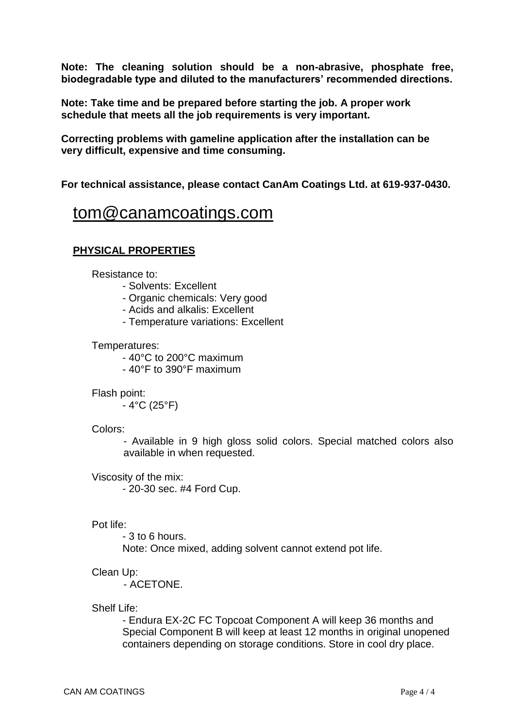**Note: The cleaning solution should be a non-abrasive, phosphate free, biodegradable type and diluted to the manufacturers' recommended directions.**

**Note: Take time and be prepared before starting the job. A proper work schedule that meets all the job requirements is very important.**

**Correcting problems with gameline application after the installation can be very difficult, expensive and time consuming.**

**For technical assistance, please contact CanAm Coatings Ltd. at 619-937-0430.**

tom@canamcoatings.com

## PHYSICAL PROPERTIES

Resistance to:

- Solvents: Excellent
- Organic chemicals: Very good
- Acids and alkalis: Excellent
- Temperature variations: Excellent

Temperatures:

- 40°C to 200°C maximum
- 40°F to 390°F maximum

Flash point:

- 4°C (25°F)

Colors:

- Available in 9 high gloss solid colors. Special matched colors also available in when requested.

Viscosity of the mix:

- 20-30 sec. #4 Ford Cup.

Pot life:

- 3 to 6 hours.

Note: Once mixed, adding solvent cannot extend pot life.

Clean Up:

- ACETONE.

Shelf Life:

- Endura EX-2C FC Topcoat Component A will keep 36 months and Special Component B will keep at least 12 months in original unopened containers depending on storage conditions. Store in cool dry place.